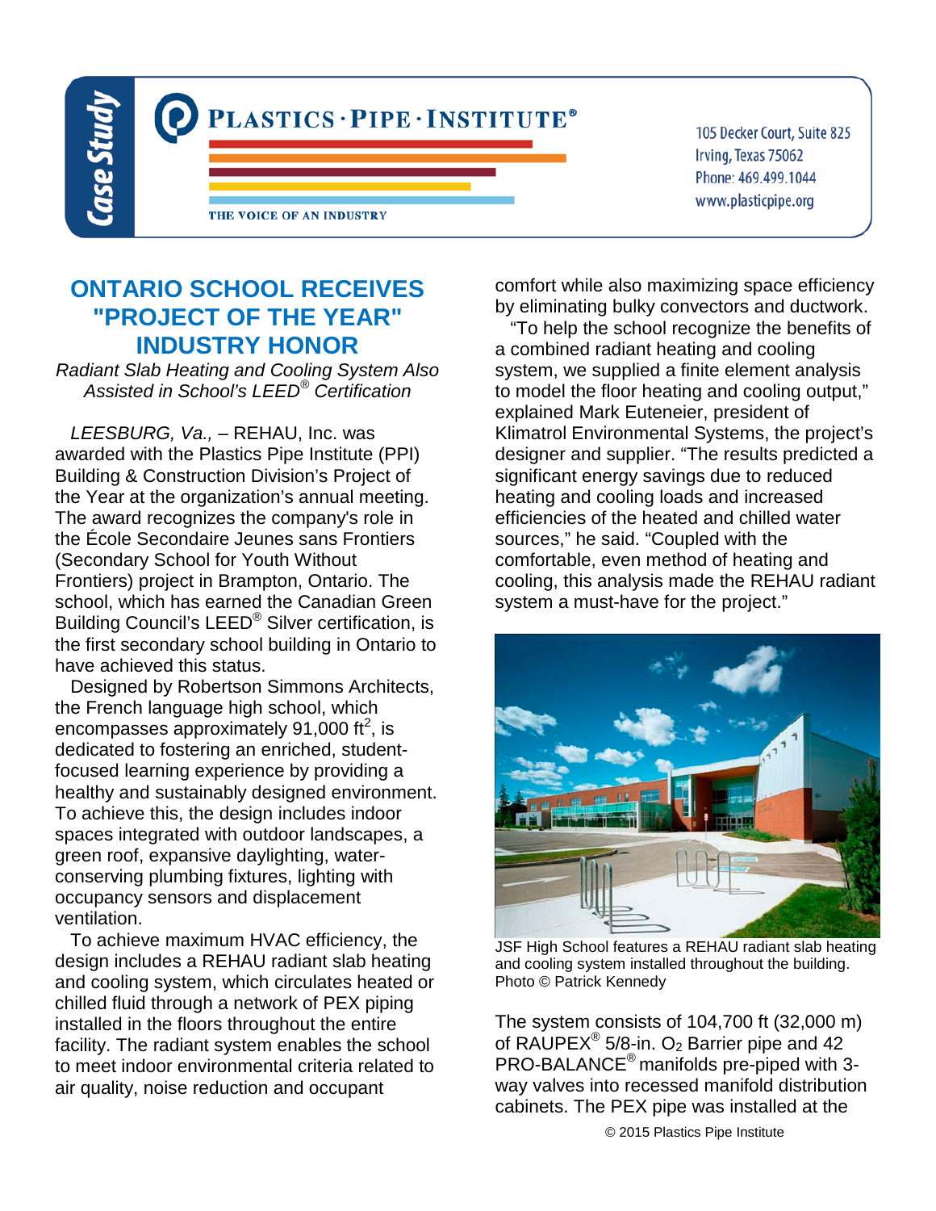Case Study

PLASTICS · PIPE · INSTITUTE®

THE VOICE OF AN INDUSTRY

105 Decker Court, Suite 825
Irving, Texas 75062
Phone: 469.499.1044
www.plasticpipe.org

# ONTARIO SCHOOL RECEIVES "PROJECT OF THE YEAR" INDUSTRY HONOR

*Radiant Slab Heating and Cooling System Also Assisted in School's LEED® Certification*

*LEESBURG, Va.,* – REHAU, Inc. was awarded with the Plastics Pipe Institute (PPI) Building & Construction Division's Project of the Year at the organization's annual meeting. The award recognizes the company's role in the École Secondaire Jeunes sans Frontiers (Secondary School for Youth Without Frontiers) project in Brampton, Ontario. The school, which has earned the Canadian Green Building Council's LEED® Silver certification, is the first secondary school building in Ontario to have achieved this status.

Designed by Robertson Simmons Architects, the French language high school, which encompasses approximately 91,000 $ft^2$, is dedicated to fostering an enriched, student-focused learning experience by providing a healthy and sustainably designed environment. To achieve this, the design includes indoor spaces integrated with outdoor landscapes, a green roof, expansive daylighting, water-conserving plumbing fixtures, lighting with occupancy sensors and displacement ventilation.

To achieve maximum HVAC efficiency, the design includes a REHAU radiant slab heating and cooling system, which circulates heated or chilled fluid through a network of PEX piping installed in the floors throughout the entire facility. The radiant system enables the school to meet indoor environmental criteria related to air quality, noise reduction and occupant comfort while also maximizing space efficiency by eliminating bulky convectors and ductwork.

"To help the school recognize the benefits of a combined radiant heating and cooling system, we supplied a finite element analysis to model the floor heating and cooling output," explained Mark Euteneier, president of Klimatrol Environmental Systems, the project's designer and supplier. "The results predicted a significant energy savings due to reduced heating and cooling loads and increased efficiencies of the heated and chilled water sources," he said. "Coupled with the comfortable, even method of heating and cooling, this analysis made the REHAU radiant system a must-have for the project."

JSF High School features a REHAU radiant slab heating and cooling system installed throughout the building. Photo © Patrick Kennedy

The system consists of 104,700 ft (32,000 m) of RAUPEX® 5/8-in. $O_2$ Barrier pipe and 42 PRO-BALANCE® manifolds pre-piped with 3-way valves into recessed manifold distribution cabinets. The PEX pipe was installed at the

© 2015 Plastics Pipe Institute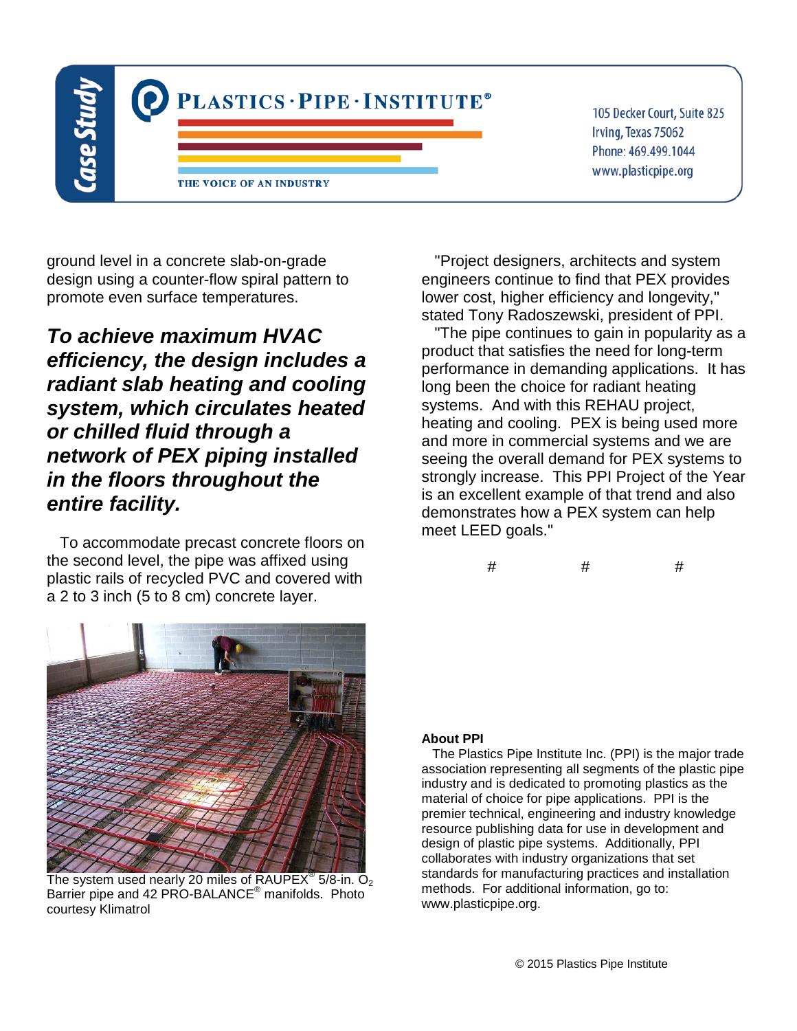ground level in a concrete slab-on-grade design using a counter-flow spiral pattern to promote even surface temperatures.

***To achieve maximum HVAC efficiency, the design includes a radiant slab heating and cooling system, which circulates heated or chilled fluid through a network of PEX piping installed in the floors throughout the entire facility.***

To accommodate precast concrete floors on the second level, the pipe was affixed using plastic rails of recycled PVC and covered with a 2 to 3 inch (5 to 8 cm) concrete layer.

The system used nearly 20 miles of RAUPEX® 5/8-in. $O_2$ Barrier pipe and 42 PRO-BALANCE® manifolds. Photo courtesy Klimatrol

"Project designers, architects and system engineers continue to find that PEX provides lower cost, higher efficiency and longevity," stated Tony Radoszewski, president of PPI.

"The pipe continues to gain in popularity as a product that satisfies the need for long-term performance in demanding applications. It has long been the choice for radiant heating systems. And with this REHAU project, heating and cooling. PEX is being used more and more in commercial systems and we are seeing the overall demand for PEX systems to strongly increase. This PPI Project of the Year is an excellent example of that trend and also demonstrates how a PEX system can help meet LEED goals."

# # #

**About PPI**

The Plastics Pipe Institute Inc. (PPI) is the major trade association representing all segments of the plastic pipe industry and is dedicated to promoting plastics as the material of choice for pipe applications. PPI is the premier technical, engineering and industry knowledge resource publishing data for use in development and design of plastic pipe systems. Additionally, PPI collaborates with industry organizations that set standards for manufacturing practices and installation methods. For additional information, go to: www.plasticpipe.org.

© 2015 Plastics Pipe Institute